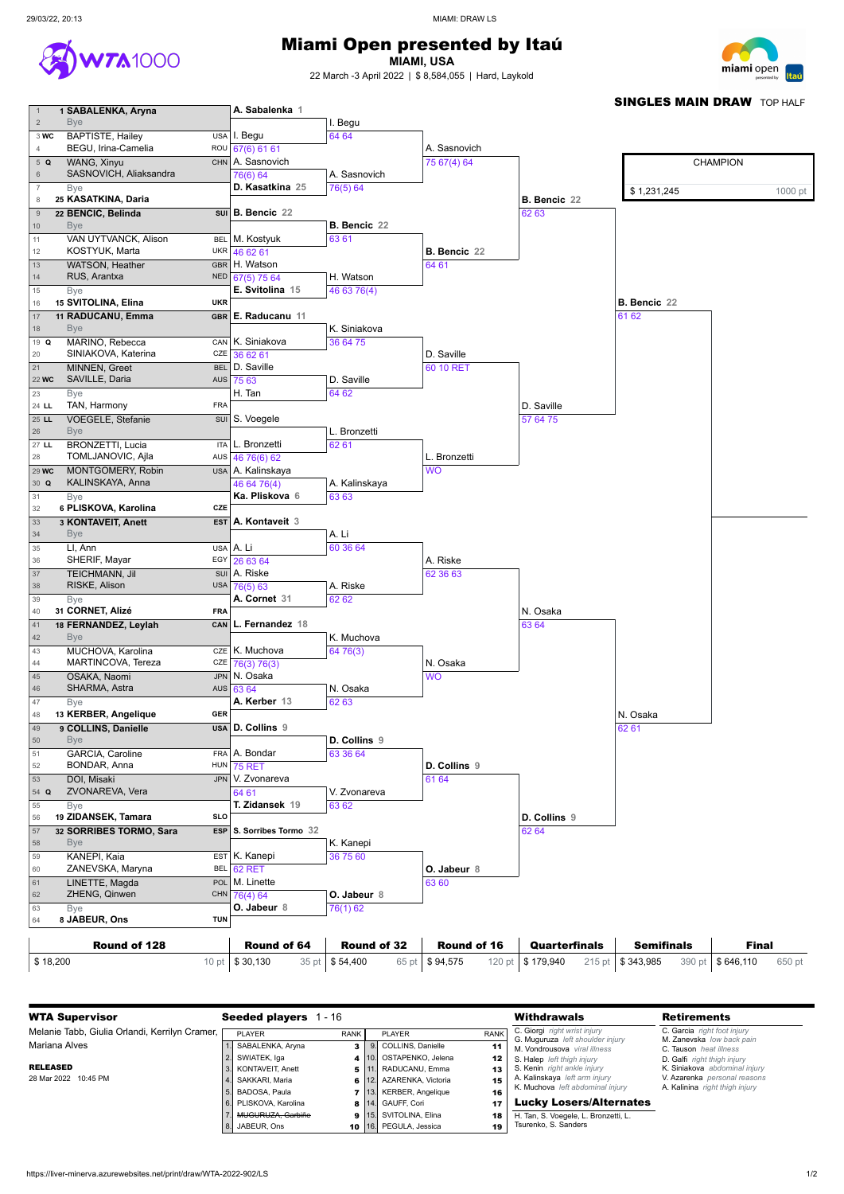# Miami Open presented by Itaú

**MIAMI, USA**

22 March -3 April 2022 | $ 8,584,055 | Hard, Laykold

## SINGLES MAIN DRAW TOP HALF

### Round of 128

| # | Seed/Entry | Player | Nat |
|---|---|---|---|
| 1 | 1 | **SABALENKA, Aryna** | |
| 2 | | Bye | |
| 3 | WC | BAPTISTE, Hailey | USA |
| 4 | | BEGU, Irina-Camelia | ROU |
| 5 | Q | WANG, Xinyu | CHN |
| 6 | | SASNOVICH, Aliaksandra | |
| 7 | | Bye | |
| 8 | 25 | **KASATKINA, Daria** | |
| 9 | 22 | **BENCIC, Belinda** | SUI |
| 10 | | Bye | |
| 11 | | VAN UYTVANCK, Alison | BEL |
| 12 | | KOSTYUK, Marta | UKR |
| 13 | | WATSON, Heather | GBR |
| 14 | | RUS, Arantxa | NED |
| 15 | | Bye | |
| 16 | 15 | **SVITOLINA, Elina** | UKR |
| 17 | 11 | **RADUCANU, Emma** | GBR |
| 18 | | Bye | |
| 19 | Q | MARINO, Rebecca | CAN |
| 20 | | SINIAKOVA, Katerina | CZE |
| 21 | | MINNEN, Greet | BEL |
| 22 | WC | SAVILLE, Daria | AUS |
| 23 | | Bye | |
| 24 | LL | TAN, Harmony | FRA |
| 25 | LL | VOEGELE, Stefanie | SUI |
| 26 | | Bye | |
| 27 | LL | BRONZETTI, Lucia | ITA |
| 28 | | TOMLJANOVIC, Ajla | AUS |
| 29 | WC | MONTGOMERY, Robin | USA |
| 30 | Q | KALINSKAYA, Anna | |
| 31 | | Bye | |
| 32 | 6 | **PLISKOVA, Karolina** | CZE |
| 33 | 3 | **KONTAVEIT, Anett** | EST |
| 34 | | Bye | |
| 35 | | LI, Ann | USA |
| 36 | | SHERIF, Mayar | EGY |
| 37 | | TEICHMANN, Jil | SUI |
| 38 | | RISKE, Alison | USA |
| 39 | | Bye | |
| 40 | 31 | **CORNET, Alizé** | FRA |
| 41 | 18 | **FERNANDEZ, Leylah** | CAN |
| 42 | | Bye | |
| 43 | | MUCHOVA, Karolina | CZE |
| 44 | | MARTINCOVA, Tereza | CZE |
| 45 | | OSAKA, Naomi | JPN |
| 46 | | SHARMA, Astra | AUS |
| 47 | | Bye | |
| 48 | 13 | **KERBER, Angelique** | GER |
| 49 | 9 | **COLLINS, Danielle** | USA |
| 50 | | Bye | |
| 51 | | GARCIA, Caroline | FRA |
| 52 | | BONDAR, Anna | HUN |
| 53 | | DOI, Misaki | JPN |
| 54 | Q | ZVONAREVA, Vera | |
| 55 | | Bye | |
| 56 | 19 | **ZIDANSEK, Tamara** | SLO |
| 57 | 32 | **SORRIBES TORMO, Sara** | ESP |
| 58 | | Bye | |
| 59 | | KANEPI, Kaia | EST |
| 60 | | ZANEVSKA, Maryna | BEL |
| 61 | | LINETTE, Magda | POL |
| 62 | | ZHENG, Qinwen | CHN |
| 63 | | Bye | |
| 64 | 8 | **JABEUR, Ons** | TUN |

### Round of 64

| Winner | Score |
|---|---|
| A. Sabalenka 1 | |
| I. Begu | 67(6) 61 61 |
| A. Sasnovich | 76(6) 64 |
| D. Kasatkina 25 | |
| B. Bencic 22 | |
| M. Kostyuk | 46 62 61 |
| H. Watson | 67(5) 75 64 |
| E. Svitolina 15 | |
| E. Raducanu 11 | |
| K. Siniakova | 36 62 61 |
| D. Saville | 75 63 |
| H. Tan | |
| S. Voegele | |
| L. Bronzetti | 46 76(6) 62 |
| A. Kalinskaya | 46 64 76(4) |
| Ka. Pliskova 6 | |
| A. Kontaveit 3 | |
| A. Li | 26 63 64 |
| A. Riske | 76(5) 63 |
| A. Cornet 31 | |
| L. Fernandez 18 | |
| K. Muchova | 76(3) 76(3) |
| N. Osaka | 63 64 |
| A. Kerber 13 | |
| D. Collins 9 | |
| A. Bondar | 75 RET |
| V. Zvonareva | 64 61 |
| T. Zidansek 19 | |
| S. Sorribes Tormo 32 | |
| K. Kanepi | 62 RET |
| M. Linette | 76(4) 64 |
| O. Jabeur 8 | |

### Round of 32

| Winner | Score |
|---|---|
| I. Begu | 64 64 |
| A. Sasnovich | 76(5) 64 |
| B. Bencic 22 | 63 61 |
| H. Watson | 46 63 76(4) |
| K. Siniakova | 36 64 75 |
| D. Saville | 64 62 |
| L. Bronzetti | 62 61 |
| A. Kalinskaya | 63 63 |
| A. Li | 60 36 64 |
| A. Riske | 62 62 |
| K. Muchova | 64 76(3) |
| N. Osaka | 62 63 |
| D. Collins 9 | 63 36 64 |
| V. Zvonareva | 63 62 |
| K. Kanepi | 36 75 60 |
| O. Jabeur 8 | 76(1) 62 |

### Round of 16

| Winner | Score |
|---|---|
| A. Sasnovich | 75 67(4) 64 |
| B. Bencic 22 | 64 61 |
| D. Saville | 60 10 RET |
| L. Bronzetti | WO |
| A. Riske | 62 36 63 |
| N. Osaka | WO |
| D. Collins 9 | 61 64 |
| O. Jabeur 8 | 63 60 |

### Quarterfinals

| Winner | Score |
|---|---|
| B. Bencic 22 | 62 63 |
| D. Saville | 57 64 75 |
| N. Osaka | 63 64 |
| D. Collins 9 | 62 64 |

### Semifinals

| Winner | Score |
|---|---|
| B. Bencic 22 | 61 62 |
| N. Osaka | 62 61 |

### Final / Champion

CHAMPION: $ 1,231,245 — 1000 pt

### Prize Money and Points

| Round | Prize Money | Points |
|---|---|---|
| Round of 128 | $ 18,200 | 10 pt |
| Round of 64 | $ 30,130 | 35 pt |
| Round of 32 | $ 54,400 | 65 pt |
| Round of 16 | $ 94,575 | 120 pt |
| Quarterfinals | $ 179,940 | 215 pt |
| Semifinals | $ 343,985 | 390 pt |
| Final | $ 646,110 | 650 pt |

## WTA Supervisor

Melanie Tabb, Giulia Orlandi, Kerrilyn Cramer, Mariana Alves

**RELEASED**

28 Mar 2022 10:45 PM

## Seeded players 1 - 16

| | PLAYER | RANK | | PLAYER | RANK |
|---|---|---|---|---|---|
| 1. | SABALENKA, Aryna | 3 | 9. | COLLINS, Danielle | 11 |
| 2. | SWIATEK, Iga | 4 | 10. | OSTAPENKO, Jelena | 12 |
| 3. | KONTAVEIT, Anett | 5 | 11. | RADUCANU, Emma | 13 |
| 4. | SAKKARI, Maria | 6 | 12. | AZARENKA, Victoria | 15 |
| 5. | BADOSA, Paula | 7 | 13. | KERBER, Angelique | 16 |
| 6. | PLISKOVA, Karolina | 8 | 14. | GAUFF, Cori | 17 |
| 7. | ~~MUGURUZA, Garbiñe~~ | 9 | 15. | SVITOLINA, Elina | 18 |
| 8. | JABEUR, Ons | 10 | 16. | PEGULA, Jessica | 19 |

## Withdrawals

- C. Giorgi *right wrist injury*
- G. Muguruza *left shoulder injury*
- M. Vondrousova *viral illness*
- S. Halep *left thigh injury*
- S. Kenin *right ankle injury*
- A. Kalinskaya *left arm injury*
- K. Muchova *left abdominal injury*

## Lucky Losers/Alternates

H. Tan, S. Voegele, L. Bronzetti, L. Tsurenko, S. Sanders

## Retirements

- C. Garcia *right foot injury*
- M. Zanevska *low back pain*
- C. Tauson *heat illness*
- D. Galfi *right thigh injury*
- K. Siniakova *abdominal injury*
- V. Azarenka *personal reasons*
- A. Kalinina *right thigh injury*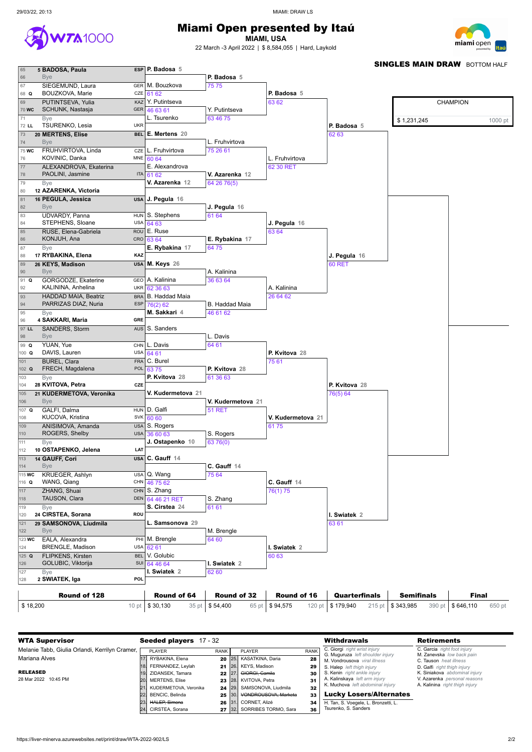# Miami Open presented by Itaú

**MIAMI, USA**

22 March -3 April 2022 | $ 8,584,055 | Hard, Laykold

## SINGLES MAIN DRAW BOTTOM HALF

### Round of 128

| # | Seed/Status | Player | Nat |
|---|---|---|---|
| 65 | 5 | **BADOSA, Paula** | ESP |
| 66 | | Bye | |
| 67 | | SIEGEMUND, Laura | GER |
| 68 | Q | BOUZKOVA, Marie | CZE |
| 69 | | PUTINTSEVA, Yulia | KAZ |
| 70 | WC | SCHUNK, Nastasja | GER |
| 71 | | Bye | |
| 72 | LL | TSURENKO, Lesia | UKR |
| 73 | 20 | **MERTENS, Elise** | BEL |
| 74 | | Bye | |
| 75 | WC | FRUHVIRTOVA, Linda | CZE |
| 76 | | KOVINIC, Danka | MNE |
| 77 | | ALEXANDROVA, Ekaterina | |
| 78 | | PAOLINI, Jasmine | ITA |
| 79 | | Bye | |
| 80 | 12 | **AZARENKA, Victoria** | |
| 81 | 16 | **PEGULA, Jessica** | USA |
| 82 | | Bye | |
| 83 | | UDVARDY, Panna | HUN |
| 84 | | STEPHENS, Sloane | USA |
| 85 | | RUSE, Elena-Gabriela | ROU |
| 86 | | KONJUH, Ana | CRO |
| 87 | | Bye | |
| 88 | 17 | **RYBAKINA, Elena** | KAZ |
| 89 | 26 | **KEYS, Madison** | USA |
| 90 | | Bye | |
| 91 | Q | GORGODZE, Ekaterine | GEO |
| 92 | | KALININA, Anhelina | UKR |
| 93 | | HADDAD MAIA, Beatriz | BRA |
| 94 | | PARRIZAS DIAZ, Nuria | ESP |
| 95 | | Bye | |
| 96 | 4 | **SAKKARI, Maria** | GRE |
| 97 | LL | SANDERS, Storm | AUS |
| 98 | | Bye | |
| 99 | Q | YUAN, Yue | CHN |
| 100 | Q | DAVIS, Lauren | USA |
| 101 | | BUREL, Clara | FRA |
| 102 | Q | FRECH, Magdalena | POL |
| 103 | | Bye | |
| 104 | 28 | **KVITOVA, Petra** | CZE |
| 105 | 21 | **KUDERMETOVA, Veronika** | |
| 106 | | Bye | |
| 107 | Q | GALFI, Dalma | HUN |
| 108 | | KUCOVA, Kristina | SVK |
| 109 | | ANISIMOVA, Amanda | USA |
| 110 | | ROGERS, Shelby | USA |
| 111 | | Bye | |
| 112 | 10 | **OSTAPENKO, Jelena** | LAT |
| 113 | 14 | **GAUFF, Cori** | USA |
| 114 | | Bye | |
| 115 | WC | KRUEGER, Ashlyn | USA |
| 116 | Q | WANG, Qiang | CHN |
| 117 | | ZHANG, Shuai | CHN |
| 118 | | TAUSON, Clara | DEN |
| 119 | | Bye | |
| 120 | 24 | **CIRSTEA, Sorana** | ROU |
| 121 | 29 | **SAMSONOVA, Liudmila** | |
| 122 | | Bye | |
| 123 | WC | EALA, Alexandra | PHI |
| 124 | | BRENGLE, Madison | USA |
| 125 | Q | FLIPKENS, Kirsten | BEL |
| 126 | | GOLUBIC, Viktorija | SUI |
| 127 | | Bye | |
| 128 | 2 | **SWIATEK, Iga** | POL |

### Round of 64

| Winner | Score |
|---|---|
| P. Badosa 5 | |
| M. Bouzkova | 61 62 |
| Y. Putintseva | 46 63 61 |
| L. Tsurenko | |
| E. Mertens 20 | |
| L. Fruhvirtova | 60 64 |
| E. Alexandrova | 61 62 |
| V. Azarenka 12 | |
| J. Pegula 16 | |
| S. Stephens | 64 63 |
| E. Ruse | 63 64 |
| E. Rybakina 17 | |
| M. Keys 26 | |
| A. Kalinina | 62 36 63 |
| B. Haddad Maia | 76(2) 62 |
| M. Sakkari 4 | |
| S. Sanders | |
| L. Davis | 64 61 |
| C. Burel | 63 75 |
| P. Kvitova 28 | |
| V. Kudermetova 21 | |
| D. Galfi | 60 60 |
| S. Rogers | 36 60 63 |
| J. Ostapenko 10 | |
| C. Gauff 14 | |
| Q. Wang | 46 75 62 |
| S. Zhang | 64 46 21 RET |
| S. Cirstea 24 | |
| L. Samsonova 29 | |
| M. Brengle | 62 61 |
| V. Golubic | 64 46 64 |
| I. Swiatek 2 | |

### Round of 32

| Winner | Score |
|---|---|
| P. Badosa 5 | 75 75 |
| Y. Putintseva | 63 46 75 |
| L. Fruhvirtova | 75 26 61 |
| V. Azarenka 12 | 64 26 76(5) |
| J. Pegula 16 | 61 64 |
| E. Rybakina 17 | 64 75 |
| A. Kalinina | 36 63 64 |
| B. Haddad Maia | 46 61 62 |
| L. Davis | 64 61 |
| P. Kvitova 28 | 61 36 63 |
| V. Kudermetova 21 | 51 RET |
| S. Rogers | 63 76(0) |
| C. Gauff 14 | 75 64 |
| S. Zhang | 61 61 |
| M. Brengle | 64 60 |
| I. Swiatek 2 | 62 60 |

### Round of 16

| Winner | Score |
|---|---|
| P. Badosa 5 | 63 62 |
| L. Fruhvirtova | 62 30 RET |
| J. Pegula 16 | 63 64 |
| A. Kalinina | 26 64 62 |
| P. Kvitova 28 | 75 61 |
| V. Kudermetova 21 | 61 75 |
| C. Gauff 14 | 76(1) 75 |
| I. Swiatek 2 | 60 63 |

### Quarterfinals

| Winner | Score |
|---|---|
| P. Badosa 5 | 62 63 |
| J. Pegula 16 | 60 RET |
| P. Kvitova 28 | 76(5) 64 |
| I. Swiatek 2 | 63 61 |

### CHAMPION

$ 1,231,245 — 1000 pt

| Round of 128 | Round of 64 | Round of 32 | Round of 16 | Quarterfinals | Semifinals | Final |
|---|---|---|---|---|---|---|
| $ 18,200 — 10 pt | $ 30,130 — 35 pt | $ 54,400 — 65 pt | $ 94,575 — 120 pt | $ 179,940 — 215 pt | $ 343,985 — 390 pt | $ 646,110 — 650 pt |

### WTA Supervisor

Melanie Tabb, Giulia Orlandi, Kerrilyn Cramer, Mariana Alves

**RELEASED**

28 Mar 2022 10:45 PM

### Seeded players 17 - 32

| | PLAYER | RANK | | PLAYER | RANK |
|---|---|---|---|---|---|
| 17. | RYBAKINA, Elena | 20 | 25. | KASATKINA, Daria | 28 |
| 18. | FERNANDEZ, Leylah | 21 | 26. | KEYS, Madison | 29 |
| 19. | ZIDANSEK, Tamara | 22 | 27. | ~~GIORGI, Camila~~ | 30 |
| 20. | MERTENS, Elise | 23 | 28. | KVITOVA, Petra | 31 |
| 21. | KUDERMETOVA, Veronika | 24 | 29. | SAMSONOVA, Liudmila | 32 |
| 22. | BENCIC, Belinda | 25 | 30. | ~~VONDROUSOVA, Marketa~~ | 33 |
| 23. | ~~HALEP, Simona~~ | 26 | 31. | CORNET, Alizé | 34 |
| 24. | CIRSTEA, Sorana | 27 | 32. | SORRIBES TORMO, Sara | 36 |

### Withdrawals

- C. Giorgi *right wrist injury*
- G. Muguruza *left shoulder injury*
- M. Vondrousova *viral illness*
- S. Halep *left thigh injury*
- S. Kenin *right ankle injury*
- A. Kalinskaya *left arm injury*
- K. Muchova *left abdominal injury*

### Lucky Losers/Alternates

H. Tan, S. Voegele, L. Bronzetti, L. Tsurenko, S. Sanders

### Retirements

- C. Garcia *right foot injury*
- M. Zanevska *low back pain*
- C. Tauson *heat illness*
- D. Galfi *right thigh injury*
- K. Siniakova *abdominal injury*
- V. Azarenka *personal reasons*
- A. Kalinina *right thigh injury*